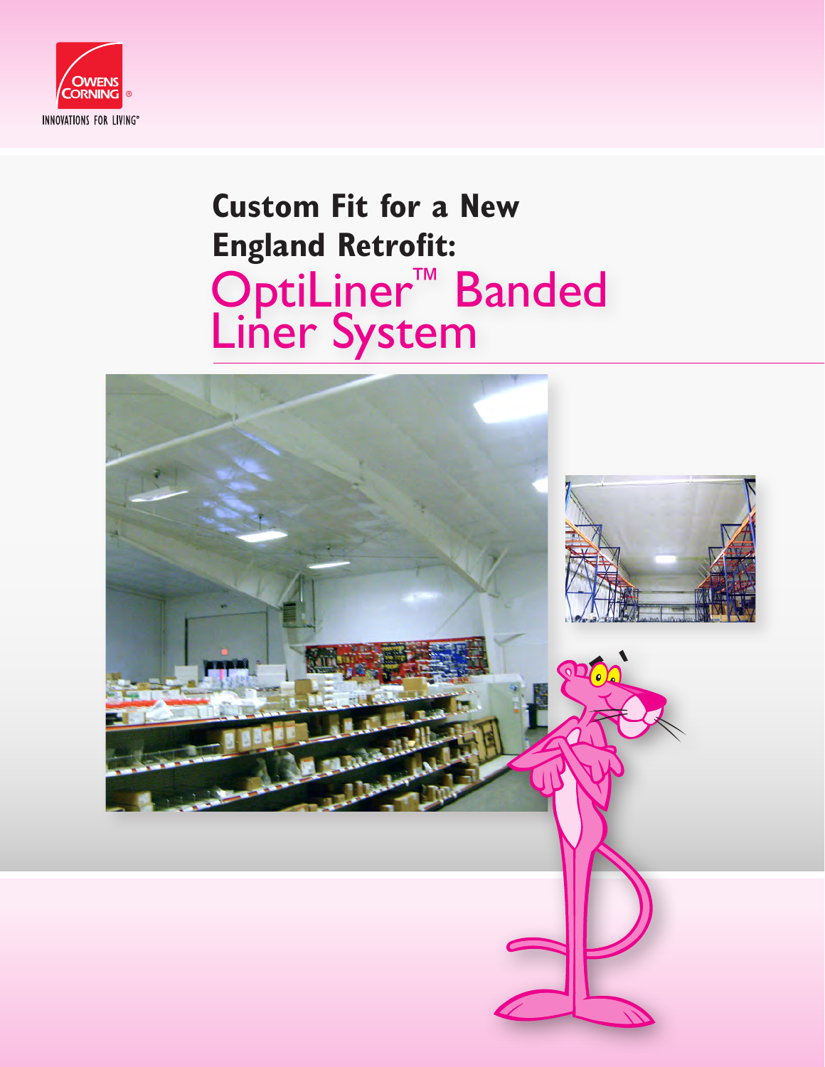OWENS CORNING®

INNOVATIONS FOR LIVING®

# Custom Fit for a New England Retrofit: OptiLiner™ Banded Liner System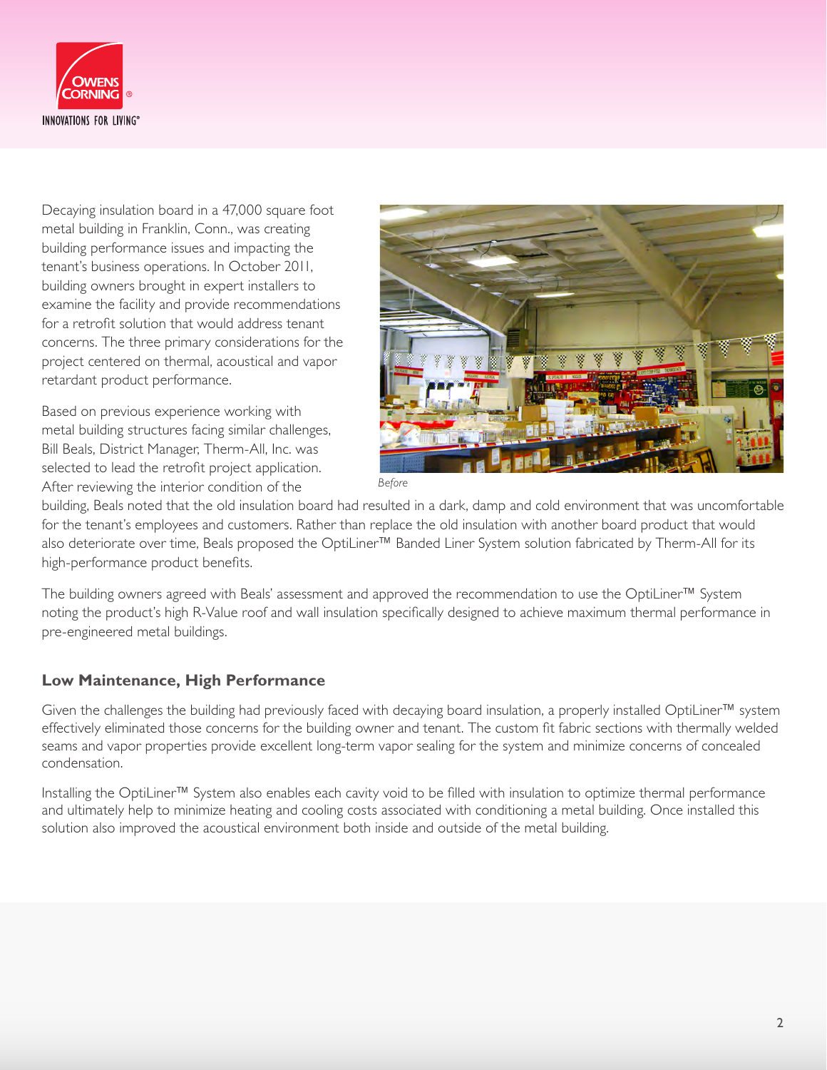Decaying insulation board in a 47,000 square foot metal building in Franklin, Conn., was creating building performance issues and impacting the tenant's business operations. In October 2011, building owners brought in expert installers to examine the facility and provide recommendations for a retrofit solution that would address tenant concerns. The three primary considerations for the project centered on thermal, acoustical and vapor retardant product performance.

*Before*

Based on previous experience working with metal building structures facing similar challenges, Bill Beals, District Manager, Therm-All, Inc. was selected to lead the retrofit project application. After reviewing the interior condition of the building, Beals noted that the old insulation board had resulted in a dark, damp and cold environment that was uncomfortable for the tenant's employees and customers. Rather than replace the old insulation with another board product that would also deteriorate over time, Beals proposed the OptiLiner™ Banded Liner System solution fabricated by Therm-All for its high-performance product benefits.

The building owners agreed with Beals' assessment and approved the recommendation to use the OptiLiner™ System noting the product's high R-Value roof and wall insulation specifically designed to achieve maximum thermal performance in pre-engineered metal buildings.

## Low Maintenance, High Performance

Given the challenges the building had previously faced with decaying board insulation, a properly installed OptiLiner™ system effectively eliminated those concerns for the building owner and tenant. The custom fit fabric sections with thermally welded seams and vapor properties provide excellent long-term vapor sealing for the system and minimize concerns of concealed condensation.

Installing the OptiLiner™ System also enables each cavity void to be filled with insulation to optimize thermal performance and ultimately help to minimize heating and cooling costs associated with conditioning a metal building. Once installed this solution also improved the acoustical environment both inside and outside of the metal building.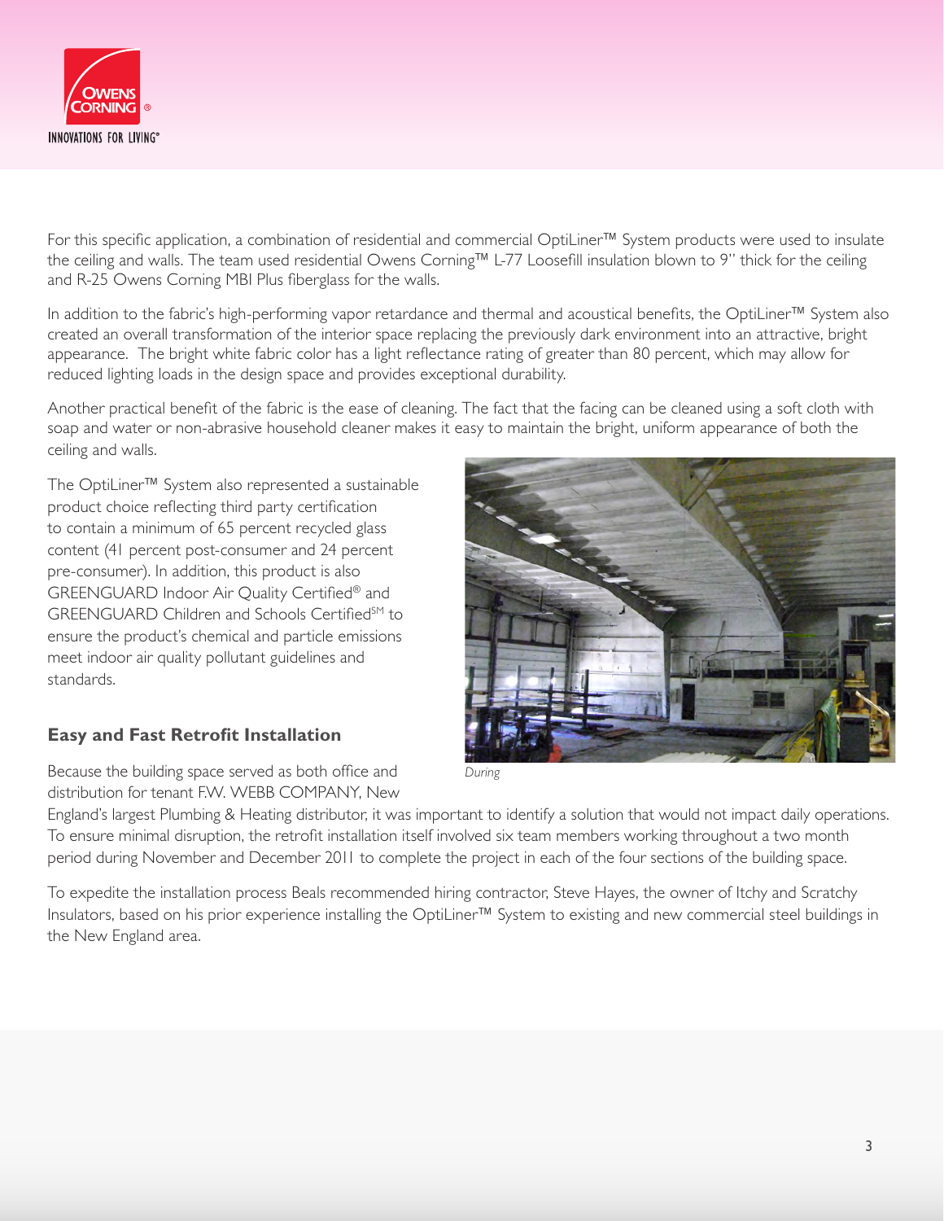For this specific application, a combination of residential and commercial OptiLiner™ System products were used to insulate the ceiling and walls. The team used residential Owens Corning™ L-77 Loosefill insulation blown to 9" thick for the ceiling and R-25 Owens Corning MBI Plus fiberglass for the walls.

In addition to the fabric's high-performing vapor retardance and thermal and acoustical benefits, the OptiLiner™ System also created an overall transformation of the interior space replacing the previously dark environment into an attractive, bright appearance. The bright white fabric color has a light reflectance rating of greater than 80 percent, which may allow for reduced lighting loads in the design space and provides exceptional durability.

Another practical benefit of the fabric is the ease of cleaning. The fact that the facing can be cleaned using a soft cloth with soap and water or non-abrasive household cleaner makes it easy to maintain the bright, uniform appearance of both the ceiling and walls.

The OptiLiner™ System also represented a sustainable product choice reflecting third party certification to contain a minimum of 65 percent recycled glass content (41 percent post-consumer and 24 percent pre-consumer). In addition, this product is also GREENGUARD Indoor Air Quality Certified® and GREENGUARD Children and Schools Certified℠ to ensure the product's chemical and particle emissions meet indoor air quality pollutant guidelines and standards.

*During*

## Easy and Fast Retrofit Installation

Because the building space served as both office and distribution for tenant F.W. WEBB COMPANY, New England's largest Plumbing & Heating distributor, it was important to identify a solution that would not impact daily operations. To ensure minimal disruption, the retrofit installation itself involved six team members working throughout a two month period during November and December 2011 to complete the project in each of the four sections of the building space.

To expedite the installation process Beals recommended hiring contractor, Steve Hayes, the owner of Itchy and Scratchy Insulators, based on his prior experience installing the OptiLiner™ System to existing and new commercial steel buildings in the New England area.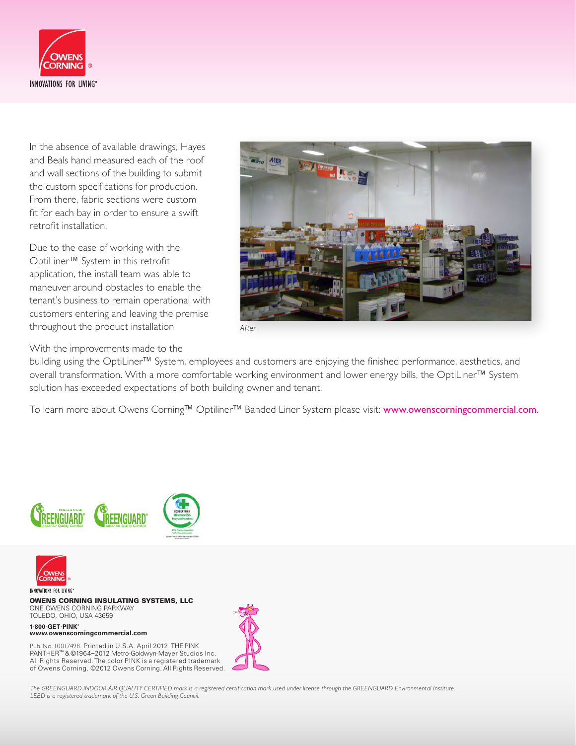In the absence of available drawings, Hayes and Beals hand measured each of the roof and wall sections of the building to submit the custom specifications for production. From there, fabric sections were custom fit for each bay in order to ensure a swift retrofit installation.

Due to the ease of working with the OptiLiner™ System in this retrofit application, the install team was able to maneuver around obstacles to enable the tenant's business to remain operational with customers entering and leaving the premise throughout the product installation

*After*

With the improvements made to the building using the OptiLiner™ System, employees and customers are enjoying the finished performance, aesthetics, and overall transformation. With a more comfortable working environment and lower energy bills, the OptiLiner™ System solution has exceeded expectations of both building owner and tenant.

To learn more about Owens Corning™ Optiliner™ Banded Liner System please visit: www.owenscorningcommercial.com.

**OWENS CORNING INSULATING SYSTEMS, LLC**
ONE OWENS CORNING PARKWAY
TOLEDO, OHIO, USA 43659

**1-800-GET-PINK®**
**www.owenscorningcommercial.com**

Pub. No. 10017498. Printed in U.S.A. April 2012. THE PINK PANTHER™ & ©1964–2012 Metro-Goldwyn-Mayer Studios Inc. All Rights Reserved. The color PINK is a registered trademark of Owens Corning. ©2012 Owens Corning. All Rights Reserved.

*The GREENGUARD INDOOR AIR QUALITY CERTIFIED mark is a registered certification mark used under license through the GREENGUARD Environmental Institute. LEED is a registered trademark of the U.S. Green Building Council.*